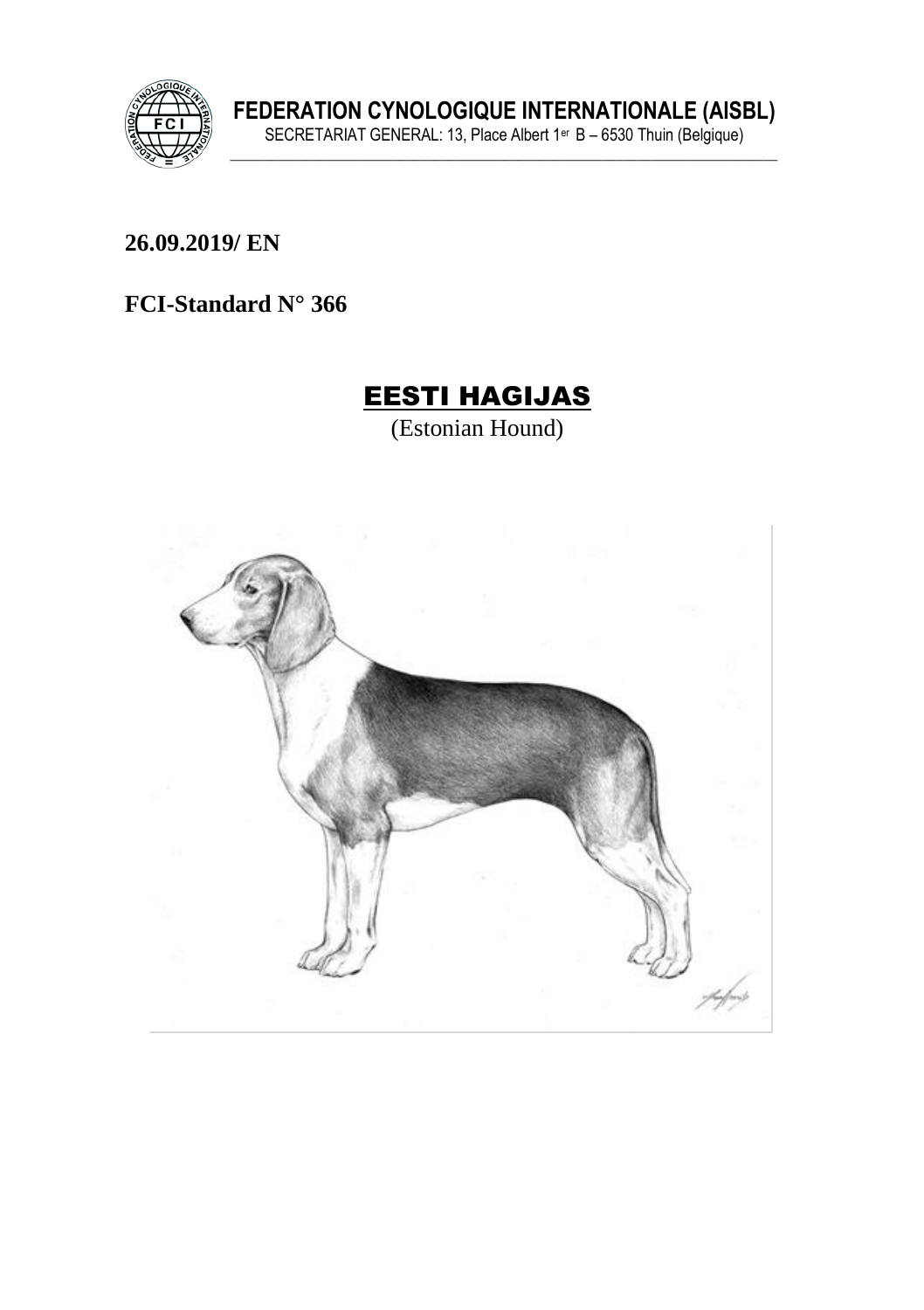**FEDERATION CYNOLOGIQUE INTERNATIONALE (AISBL)**

SECRETARIAT GENERAL: 13, Place Albert 1er B – 6530 Thuin (Belgique)

**26.09.2019/ EN**

**FCI-Standard N° 366**

# EESTI HAGIJAS

(Estonian Hound)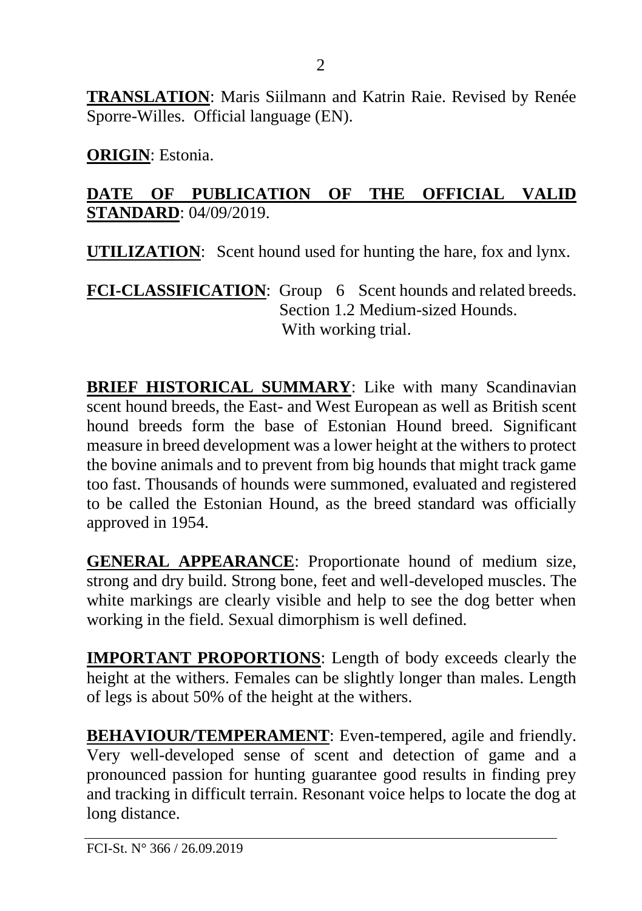**TRANSLATION**: Maris Siilmann and Katrin Raie. Revised by Renée Sporre-Willes. Official language (EN).

**ORIGIN**: Estonia.

**DATE OF PUBLICATION OF THE OFFICIAL VALID STANDARD**: 04/09/2019.

**UTILIZATION**: Scent hound used for hunting the hare, fox and lynx.

**FCI-CLASSIFICATION**: Group 6 Scent hounds and related breeds.
Section 1.2 Medium-sized Hounds.
With working trial.

**BRIEF HISTORICAL SUMMARY**: Like with many Scandinavian scent hound breeds, the East- and West European as well as British scent hound breeds form the base of Estonian Hound breed. Significant measure in breed development was a lower height at the withers to protect the bovine animals and to prevent from big hounds that might track game too fast. Thousands of hounds were summoned, evaluated and registered to be called the Estonian Hound, as the breed standard was officially approved in 1954.

**GENERAL APPEARANCE**: Proportionate hound of medium size, strong and dry build. Strong bone, feet and well-developed muscles. The white markings are clearly visible and help to see the dog better when working in the field. Sexual dimorphism is well defined.

**IMPORTANT PROPORTIONS**: Length of body exceeds clearly the height at the withers. Females can be slightly longer than males. Length of legs is about 50% of the height at the withers.

**BEHAVIOUR/TEMPERAMENT**: Even-tempered, agile and friendly. Very well-developed sense of scent and detection of game and a pronounced passion for hunting guarantee good results in finding prey and tracking in difficult terrain. Resonant voice helps to locate the dog at long distance.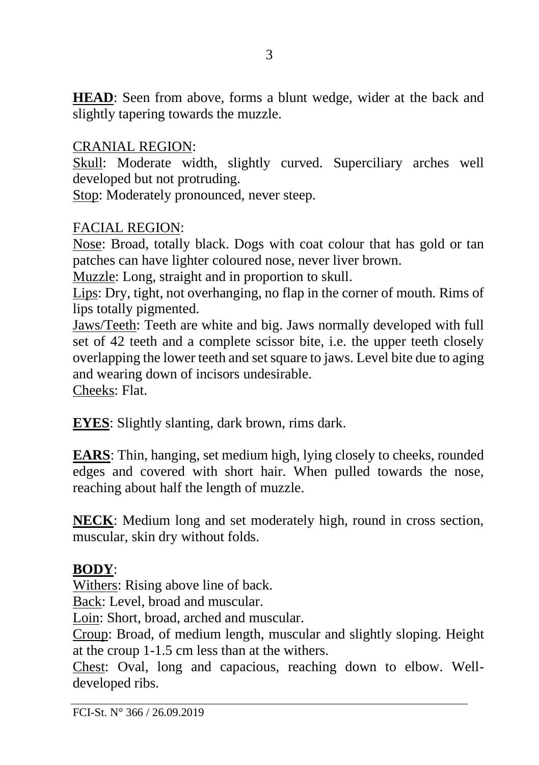**HEAD**: Seen from above, forms a blunt wedge, wider at the back and slightly tapering towards the muzzle.

CRANIAL REGION:
Skull: Moderate width, slightly curved. Superciliary arches well developed but not protruding.
Stop: Moderately pronounced, never steep.

FACIAL REGION:
Nose: Broad, totally black. Dogs with coat colour that has gold or tan patches can have lighter coloured nose, never liver brown.
Muzzle: Long, straight and in proportion to skull.
Lips: Dry, tight, not overhanging, no flap in the corner of mouth. Rims of lips totally pigmented.
Jaws/Teeth: Teeth are white and big. Jaws normally developed with full set of 42 teeth and a complete scissor bite, i.e. the upper teeth closely overlapping the lower teeth and set square to jaws. Level bite due to aging and wearing down of incisors undesirable.
Cheeks: Flat.

**EYES**: Slightly slanting, dark brown, rims dark.

**EARS**: Thin, hanging, set medium high, lying closely to cheeks, rounded edges and covered with short hair. When pulled towards the nose, reaching about half the length of muzzle.

**NECK**: Medium long and set moderately high, round in cross section, muscular, skin dry without folds.

**BODY**:
Withers: Rising above line of back.
Back: Level, broad and muscular.
Loin: Short, broad, arched and muscular.
Croup: Broad, of medium length, muscular and slightly sloping. Height at the croup 1-1.5 cm less than at the withers.
Chest: Oval, long and capacious, reaching down to elbow. Well-developed ribs.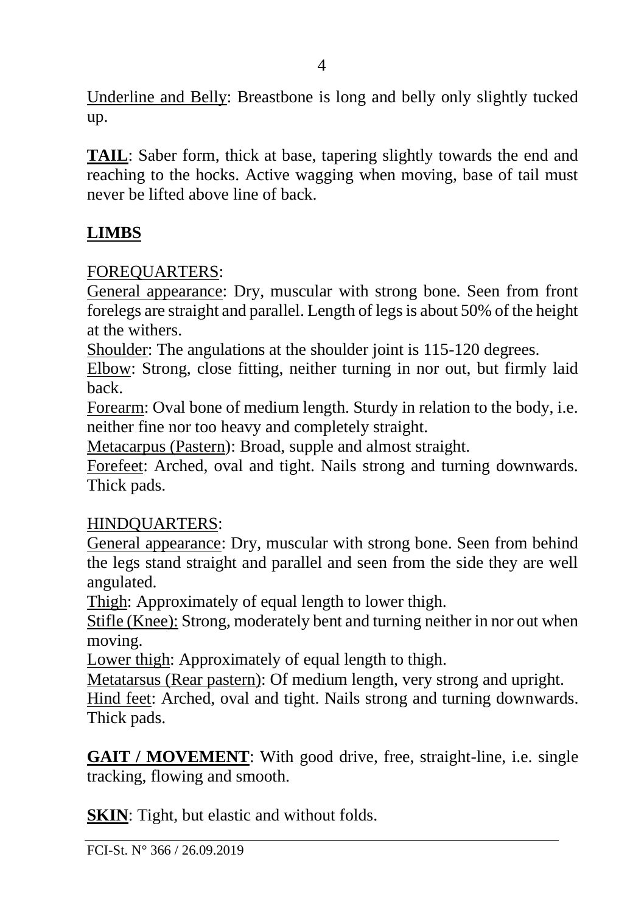Underline and Belly: Breastbone is long and belly only slightly tucked up.

**TAIL**: Saber form, thick at base, tapering slightly towards the end and reaching to the hocks. Active wagging when moving, base of tail must never be lifted above line of back.

## LIMBS

FOREQUARTERS:

General appearance: Dry, muscular with strong bone. Seen from front forelegs are straight and parallel. Length of legs is about 50% of the height at the withers.

Shoulder: The angulations at the shoulder joint is 115-120 degrees.

Elbow: Strong, close fitting, neither turning in nor out, but firmly laid back.

Forearm: Oval bone of medium length. Sturdy in relation to the body, i.e. neither fine nor too heavy and completely straight.

Metacarpus (Pastern): Broad, supple and almost straight.

Forefeet: Arched, oval and tight. Nails strong and turning downwards. Thick pads.

HINDQUARTERS:

General appearance: Dry, muscular with strong bone. Seen from behind the legs stand straight and parallel and seen from the side they are well angulated.

Thigh: Approximately of equal length to lower thigh.

Stifle (Knee): Strong, moderately bent and turning neither in nor out when moving.

Lower thigh: Approximately of equal length to thigh.

Metatarsus (Rear pastern): Of medium length, very strong and upright.

Hind feet: Arched, oval and tight. Nails strong and turning downwards. Thick pads.

**GAIT / MOVEMENT**: With good drive, free, straight-line, i.e. single tracking, flowing and smooth.

**SKIN**: Tight, but elastic and without folds.

FCI-St. N° 366 / 26.09.2019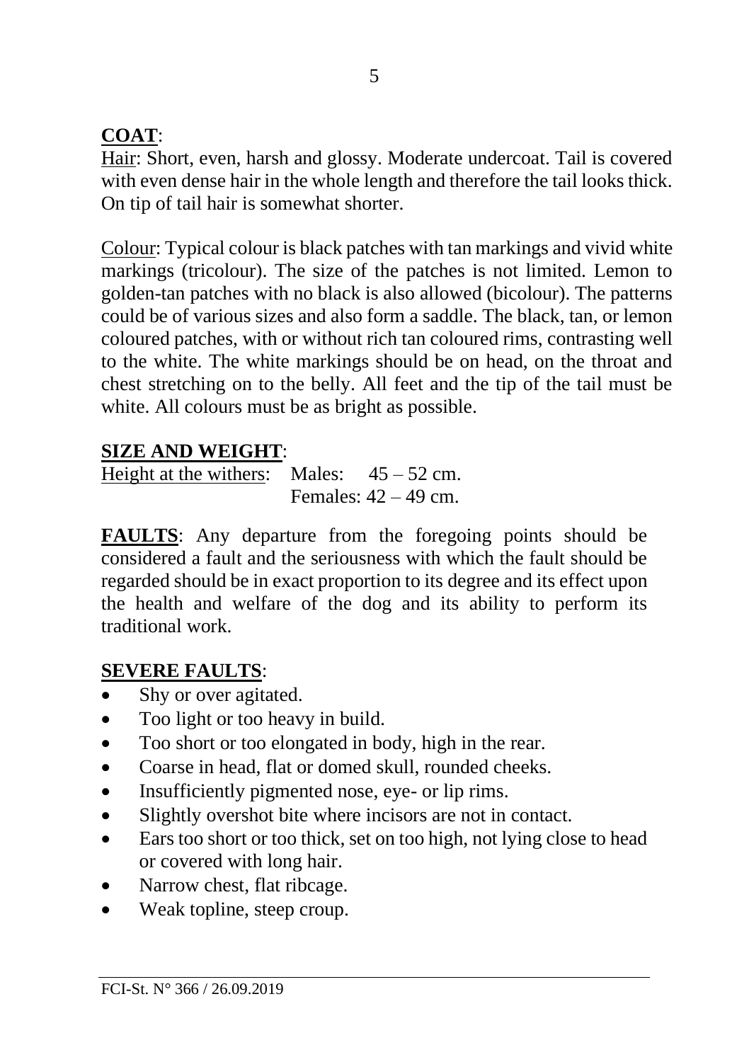**COAT**:

Hair: Short, even, harsh and glossy. Moderate undercoat. Tail is covered with even dense hair in the whole length and therefore the tail looks thick. On tip of tail hair is somewhat shorter.

Colour: Typical colour is black patches with tan markings and vivid white markings (tricolour). The size of the patches is not limited. Lemon to golden-tan patches with no black is also allowed (bicolour). The patterns could be of various sizes and also form a saddle. The black, tan, or lemon coloured patches, with or without rich tan coloured rims, contrasting well to the white. The white markings should be on head, on the throat and chest stretching on to the belly. All feet and the tip of the tail must be white. All colours must be as bright as possible.

**SIZE AND WEIGHT**:

Height at the withers: Males: 45 – 52 cm.
Females: 42 – 49 cm.

**FAULTS**: Any departure from the foregoing points should be considered a fault and the seriousness with which the fault should be regarded should be in exact proportion to its degree and its effect upon the health and welfare of the dog and its ability to perform its traditional work.

**SEVERE FAULTS**:

- Shy or over agitated.
- Too light or too heavy in build.
- Too short or too elongated in body, high in the rear.
- Coarse in head, flat or domed skull, rounded cheeks.
- Insufficiently pigmented nose, eye- or lip rims.
- Slightly overshot bite where incisors are not in contact.
- Ears too short or too thick, set on too high, not lying close to head or covered with long hair.
- Narrow chest, flat ribcage.
- Weak topline, steep croup.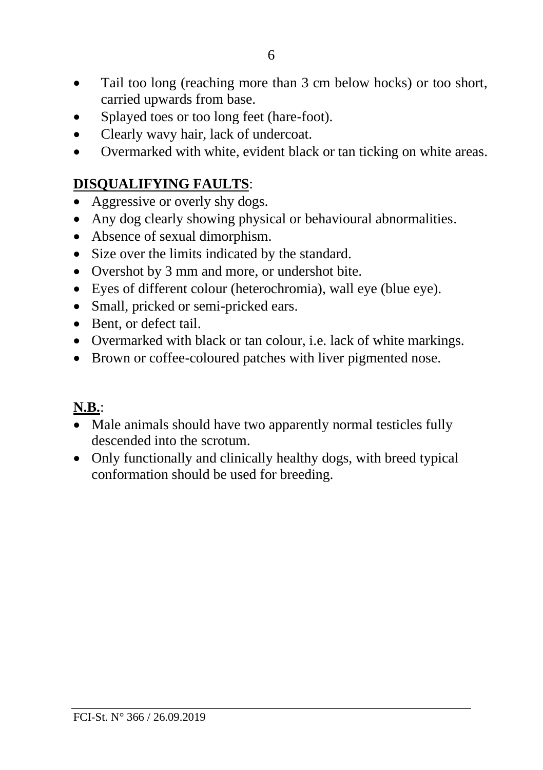- Tail too long (reaching more than 3 cm below hocks) or too short, carried upwards from base.
- Splayed toes or too long feet (hare-foot).
- Clearly wavy hair, lack of undercoat.
- Overmarked with white, evident black or tan ticking on white areas.

**DISQUALIFYING FAULTS**:

- Aggressive or overly shy dogs.
- Any dog clearly showing physical or behavioural abnormalities.
- Absence of sexual dimorphism.
- Size over the limits indicated by the standard.
- Overshot by 3 mm and more, or undershot bite.
- Eyes of different colour (heterochromia), wall eye (blue eye).
- Small, pricked or semi-pricked ears.
- Bent, or defect tail.
- Overmarked with black or tan colour, i.e. lack of white markings.
- Brown or coffee-coloured patches with liver pigmented nose.

**N.B.**:

- Male animals should have two apparently normal testicles fully descended into the scrotum.
- Only functionally and clinically healthy dogs, with breed typical conformation should be used for breeding.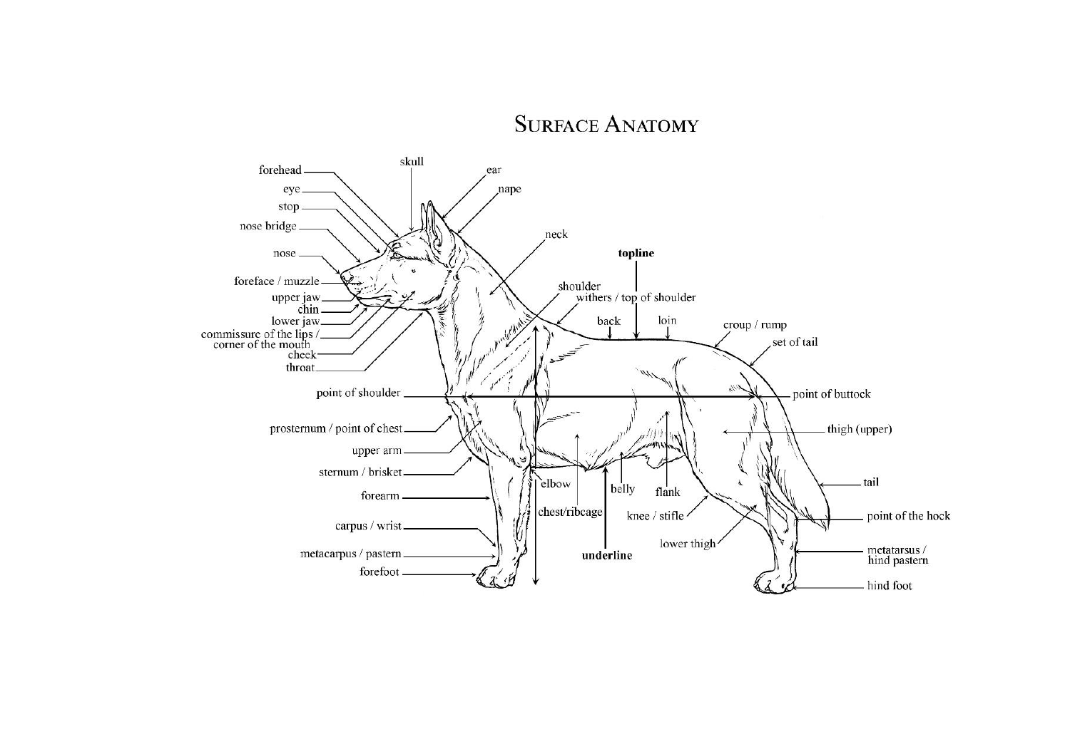# Surface Anatomy

skull
ear
nape
forehead
eye
stop
nose bridge
nose
foreface / muzzle
upper jaw
chin
lower jaw
commissure of the lips / corner of the mouth
cheek
throat
neck
topline
shoulder
withers / top of shoulder
back
loin
croup / rump
set of tail
point of shoulder
point of buttock
prosternum / point of chest
thigh (upper)
upper arm
sternum / brisket
elbow
belly
flank
tail
forearm
chest/ribcage
knee / stifle
point of the hock
carpus / wrist
lower thigh
underline
metacarpus / pastern
metatarsus / hind pastern
forefoot
hind foot